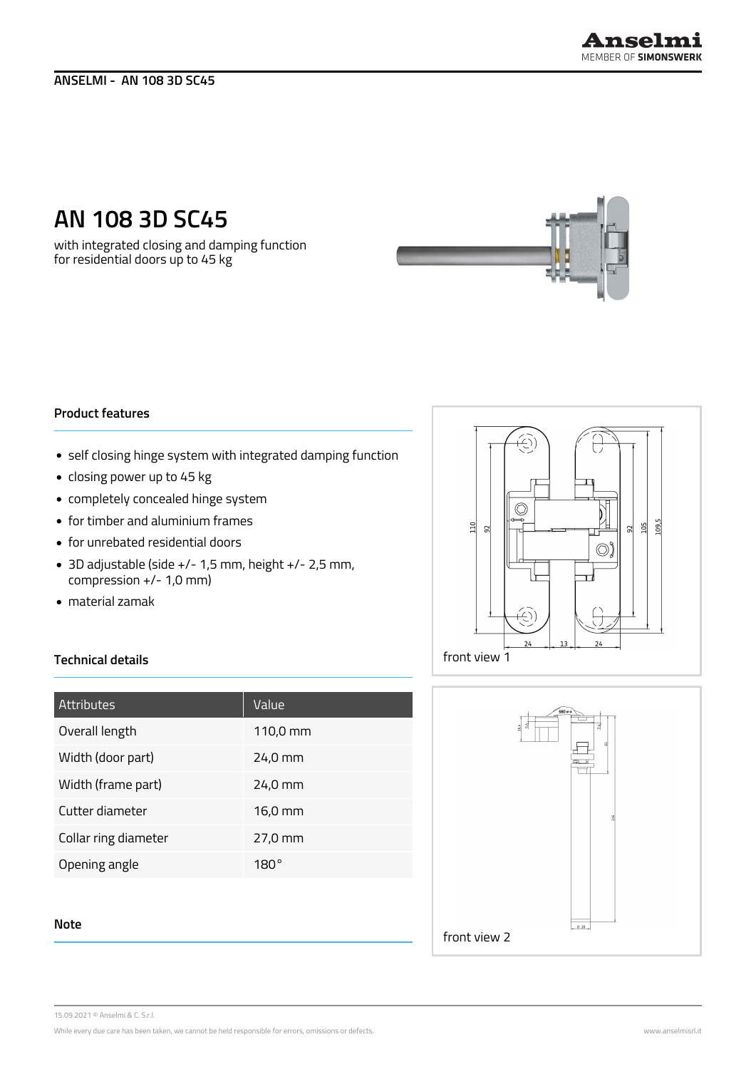# AN 108 3D SC45

with integrated closing and damping function
for residential doors up to 45 kg

## Product features

- self closing hinge system with integrated damping function
- closing power up to 45 kg
- completely concealed hinge system
- for timber and aluminium frames
- for unrebated residential doors
- 3D adjustable (side +/- 1,5 mm, height +/- 2,5 mm, compression +/- 1,0 mm)
- material zamak

front view 1

## Technical details

| Attributes | Value |
| --- | --- |
| Overall length | 110,0 mm |
| Width (door part) | 24,0 mm |
| Width (frame part) | 24,0 mm |
| Cutter diameter | 16,0 mm |
| Collar ring diameter | 27,0 mm |
| Opening angle | 180° |

front view 2

## Note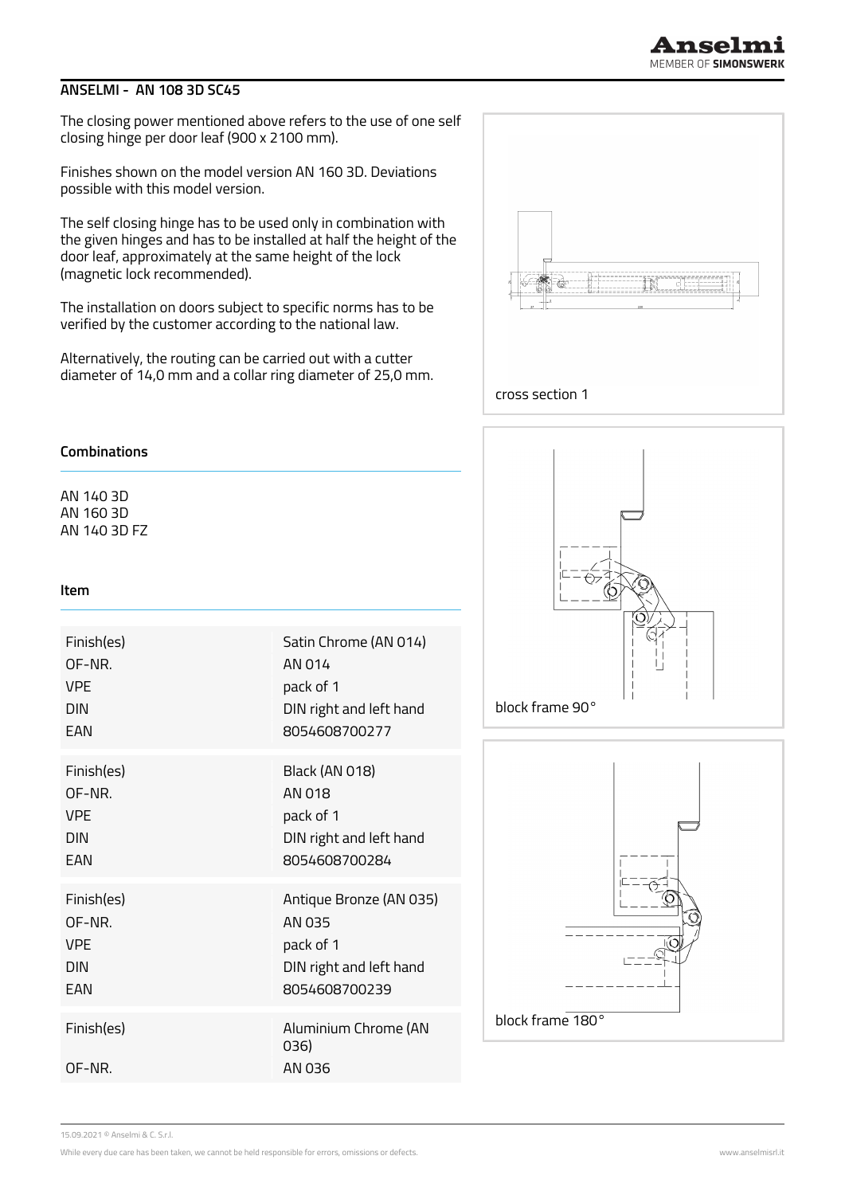## ANSELMI - AN 108 3D SC45

The closing power mentioned above refers to the use of one self closing hinge per door leaf (900 x 2100 mm).

Finishes shown on the model version AN 160 3D. Deviations possible with this model version.

The self closing hinge has to be used only in combination with the given hinges and has to be installed at half the height of the door leaf, approximately at the same height of the lock (magnetic lock recommended).

The installation on doors subject to specific norms has to be verified by the customer according to the national law.

Alternatively, the routing can be carried out with a cutter diameter of 14,0 mm and a collar ring diameter of 25,0 mm.

cross section 1

### Combinations

AN 140 3D
AN 160 3D
AN 140 3D FZ

block frame 90°

### Item

| | |
|---|---|
| Finish(es) | Satin Chrome (AN 014) |
| OF-NR. | AN 014 |
| VPE | pack of 1 |
| DIN | DIN right and left hand |
| EAN | 8054608700277 |

| | |
|---|---|
| Finish(es) | Black (AN 018) |
| OF-NR. | AN 018 |
| VPE | pack of 1 |
| DIN | DIN right and left hand |
| EAN | 8054608700284 |

| | |
|---|---|
| Finish(es) | Antique Bronze (AN 035) |
| OF-NR. | AN 035 |
| VPE | pack of 1 |
| DIN | DIN right and left hand |
| EAN | 8054608700239 |

| | |
|---|---|
| Finish(es) | Aluminium Chrome (AN 036) |
| OF-NR. | AN 036 |

block frame 180°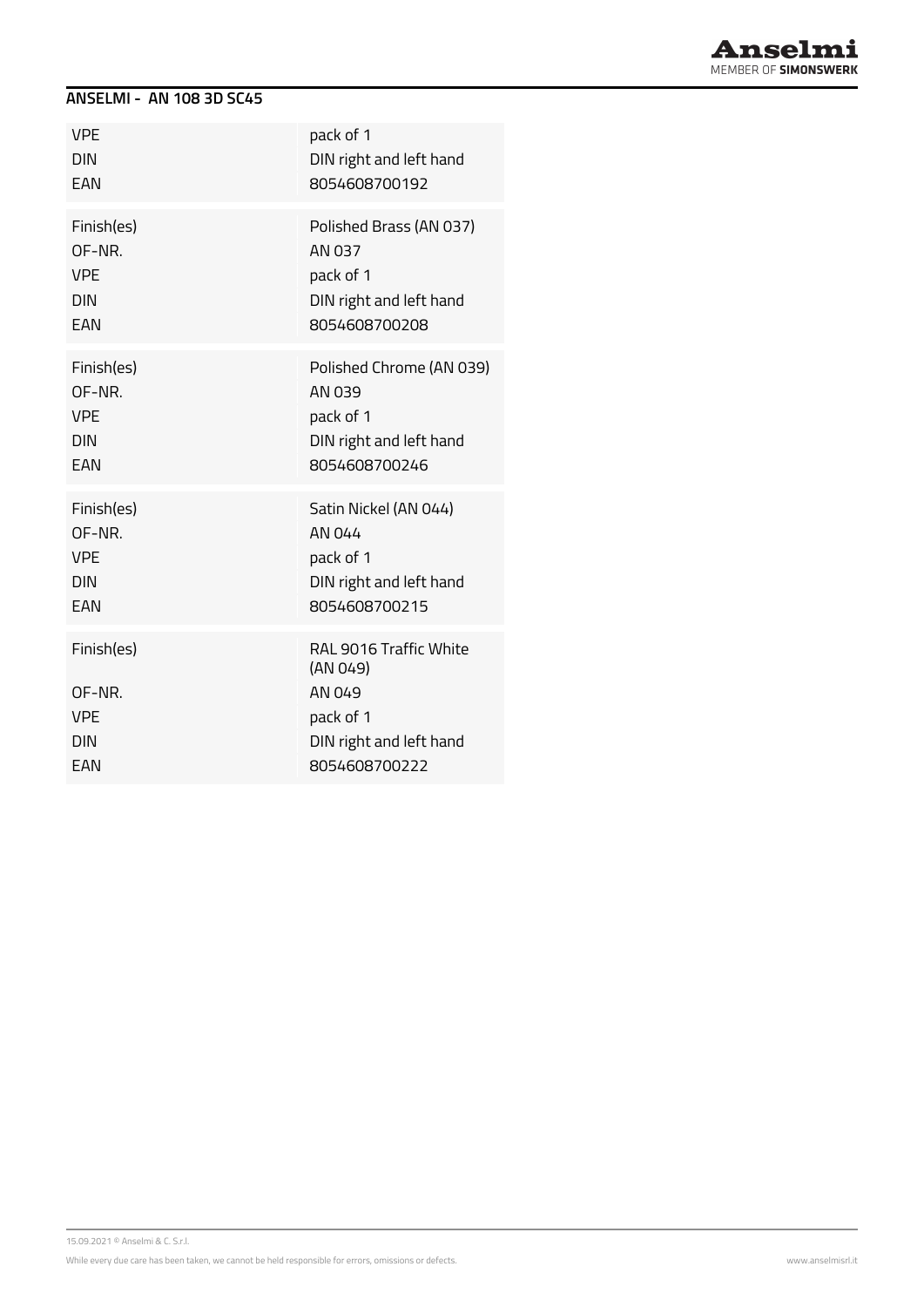## ANSELMI - AN 108 3D SC45

| | |
|---|---|
| VPE | pack of 1 |
| DIN | DIN right and left hand |
| EAN | 8054608700192 |

| | |
|---|---|
| Finish(es) | Polished Brass (AN 037) |
| OF-NR. | AN 037 |
| VPE | pack of 1 |
| DIN | DIN right and left hand |
| EAN | 8054608700208 |

| | |
|---|---|
| Finish(es) | Polished Chrome (AN 039) |
| OF-NR. | AN 039 |
| VPE | pack of 1 |
| DIN | DIN right and left hand |
| EAN | 8054608700246 |

| | |
|---|---|
| Finish(es) | Satin Nickel (AN 044) |
| OF-NR. | AN 044 |
| VPE | pack of 1 |
| DIN | DIN right and left hand |
| EAN | 8054608700215 |

| | |
|---|---|
| Finish(es) | RAL 9016 Traffic White (AN 049) |
| OF-NR. | AN 049 |
| VPE | pack of 1 |
| DIN | DIN right and left hand |
| EAN | 8054608700222 |